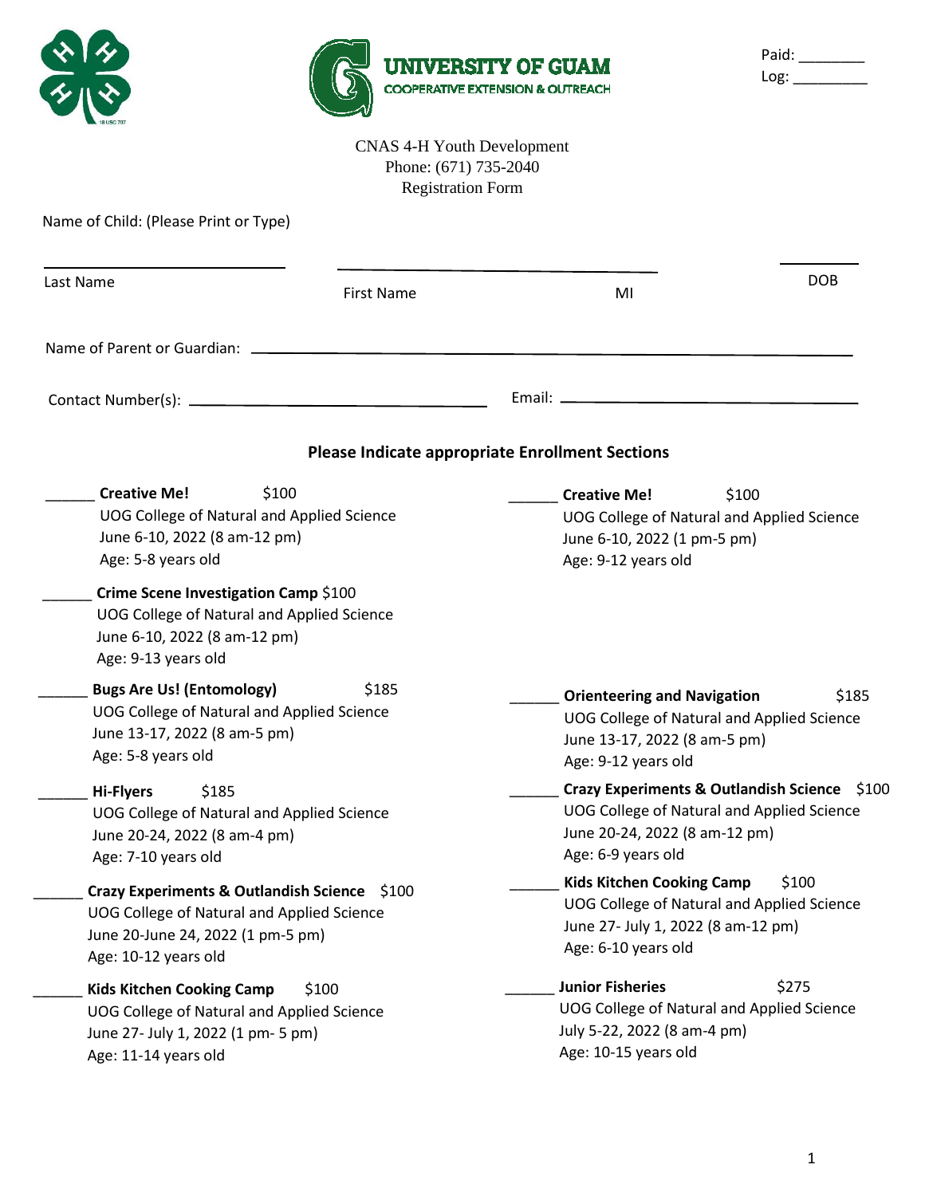Paid: ________
Log: _________

UNIVERSITY OF GUAM
COOPERATIVE EXTENSION & OUTREACH

CNAS 4-H Youth Development
Phone: (671) 735-2040
Registration Form

Name of Child: (Please Print or Type)

_____________________ _____________________ _____ _______
Last Name First Name MI DOB

Name of Parent or Guardian: ________________________________________

Contact Number(s): ______________________ Email: ______________________

**Please Indicate appropriate Enrollment Sections**

______ **Creative Me!** $100
UOG College of Natural and Applied Science
June 6-10, 2022 (8 am-12 pm)
Age: 5-8 years old

______ **Crime Scene Investigation Camp** $100
UOG College of Natural and Applied Science
June 6-10, 2022 (8 am-12 pm)
Age: 9-13 years old

______ **Bugs Are Us! (Entomology)** $185
UOG College of Natural and Applied Science
June 13-17, 2022 (8 am-5 pm)
Age: 5-8 years old

______ **Hi-Flyers** $185
UOG College of Natural and Applied Science
June 20-24, 2022 (8 am-4 pm)
Age: 7-10 years old

______ **Crazy Experiments & Outlandish Science** $100
UOG College of Natural and Applied Science
June 20-June 24, 2022 (1 pm-5 pm)
Age: 10-12 years old

______ **Kids Kitchen Cooking Camp** $100
UOG College of Natural and Applied Science
June 27- July 1, 2022 (1 pm- 5 pm)
Age: 11-14 years old

______ **Creative Me!** $100
UOG College of Natural and Applied Science
June 6-10, 2022 (1 pm-5 pm)
Age: 9-12 years old

______ **Orienteering and Navigation** $185
UOG College of Natural and Applied Science
June 13-17, 2022 (8 am-5 pm)
Age: 9-12 years old

______ **Crazy Experiments & Outlandish Science** $100
UOG College of Natural and Applied Science
June 20-24, 2022 (8 am-12 pm)
Age: 6-9 years old

______ **Kids Kitchen Cooking Camp** $100
UOG College of Natural and Applied Science
June 27- July 1, 2022 (8 am-12 pm)
Age: 6-10 years old

______ **Junior Fisheries** $275
UOG College of Natural and Applied Science
July 5-22, 2022 (8 am-4 pm)
Age: 10-15 years old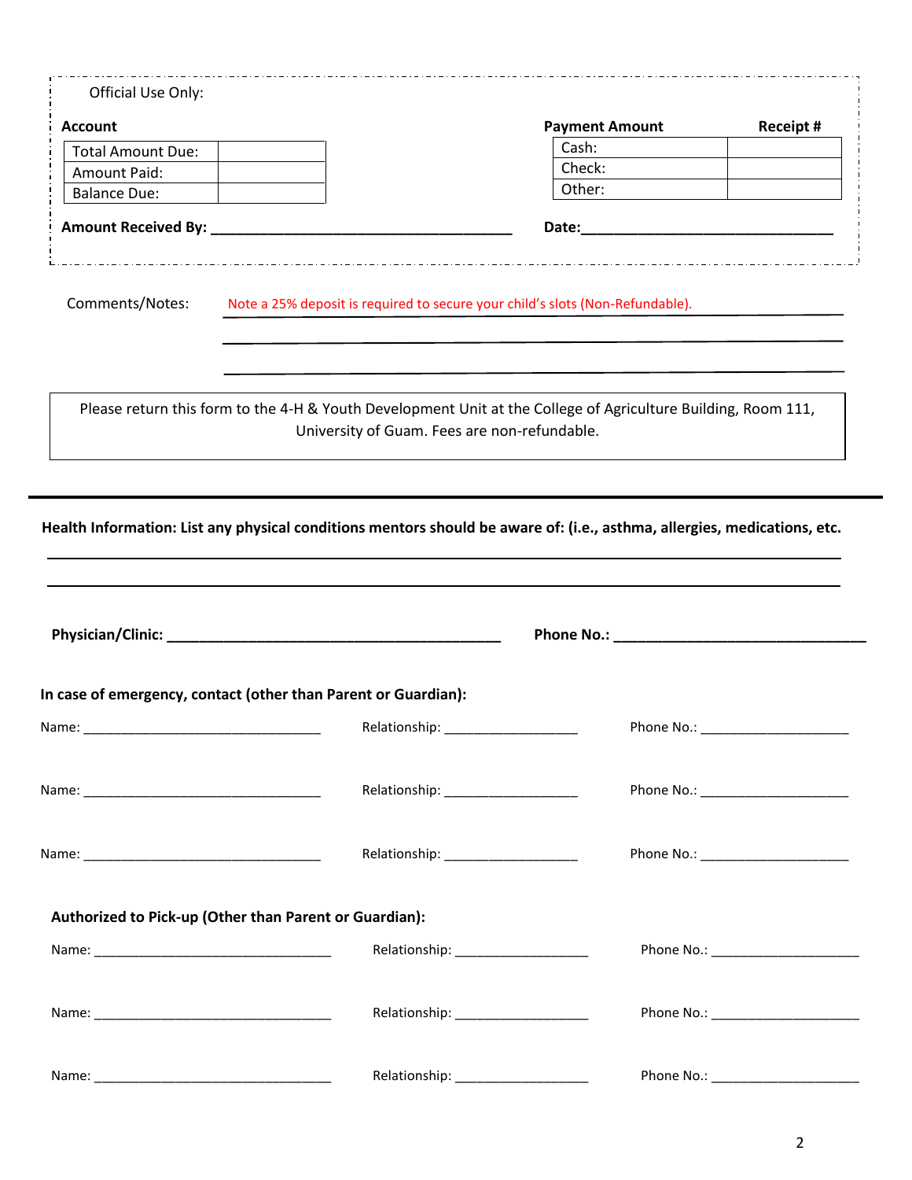Official Use Only:

**Account**

| Total Amount Due: | |
|---|---|
| Amount Paid: | |
| Balance Due: | |

**Payment Amount** **Receipt #**

| Payment Amount | Receipt # |
|---|---|
| Cash: | |
| Check: | |
| Other: | |

**Amount Received By:** ______________________________________ **Date:**_______________________________

Comments/Notes: Note a 25% deposit is required to secure your child's slots (Non-Refundable).

_______________________________________________________________________________

_______________________________________________________________________________

Please return this form to the 4-H & Youth Development Unit at the College of Agriculture Building, Room 111, University of Guam. Fees are non-refundable.

---

**Health Information: List any physical conditions mentors should be aware of: (i.e., asthma, allergies, medications, etc.**

_______________________________________________________________________________

_______________________________________________________________________________

**Physician/Clinic:** ___________________________________________ **Phone No.:** ________________________________

**In case of emergency, contact (other than Parent or Guardian):**

Name: ________________________________ Relationship: __________________ Phone No.: ____________________

Name: ________________________________ Relationship: __________________ Phone No.: ____________________

Name: ________________________________ Relationship: __________________ Phone No.: ____________________

**Authorized to Pick-up (Other than Parent or Guardian):**

Name: ________________________________ Relationship: __________________ Phone No.: ____________________

Name: ________________________________ Relationship: __________________ Phone No.: ____________________

Name: ________________________________ Relationship: __________________ Phone No.: ____________________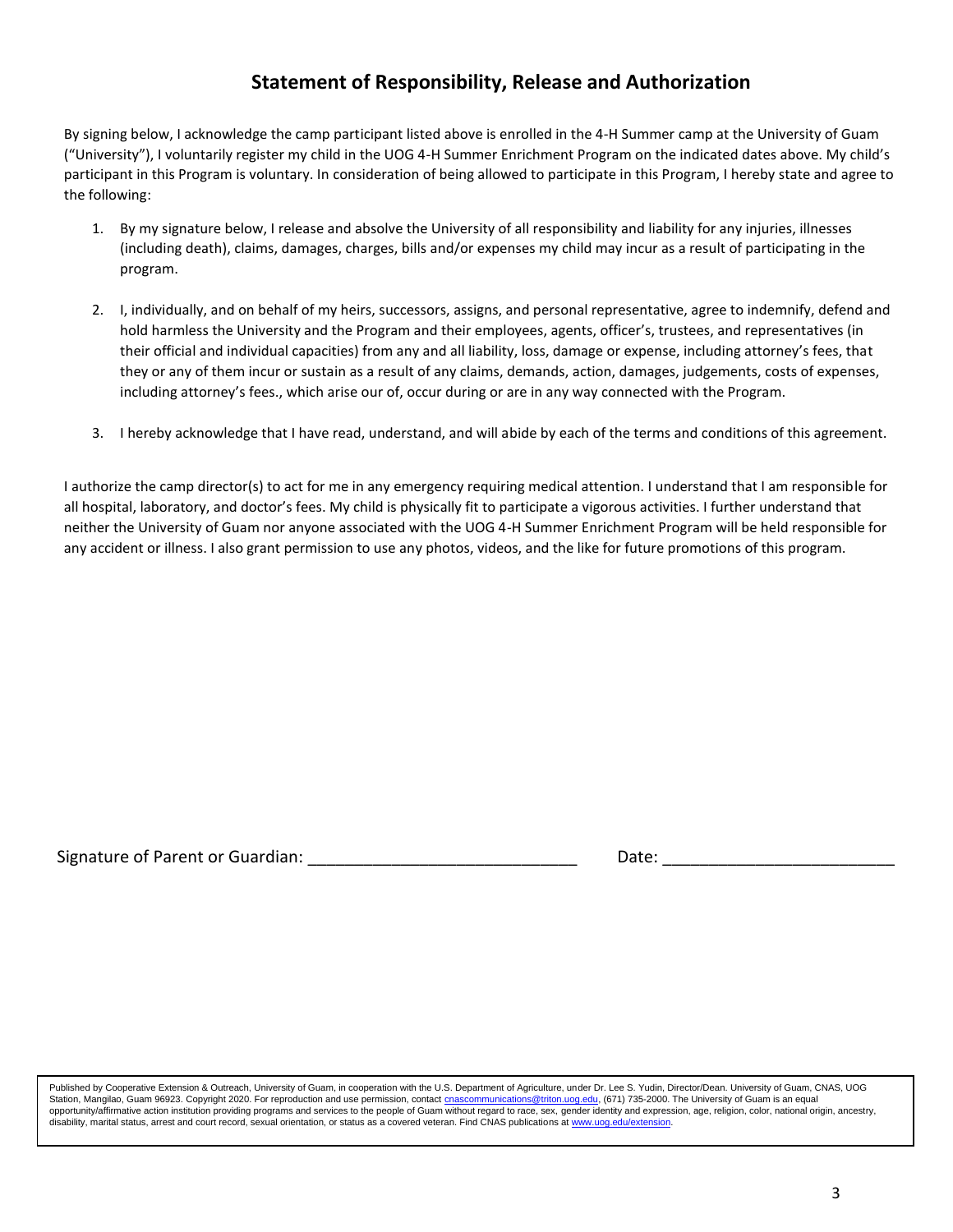## Statement of Responsibility, Release and Authorization

By signing below, I acknowledge the camp participant listed above is enrolled in the 4-H Summer camp at the University of Guam ("University"), I voluntarily register my child in the UOG 4-H Summer Enrichment Program on the indicated dates above. My child's participant in this Program is voluntary. In consideration of being allowed to participate in this Program, I hereby state and agree to the following:

1. By my signature below, I release and absolve the University of all responsibility and liability for any injuries, illnesses (including death), claims, damages, charges, bills and/or expenses my child may incur as a result of participating in the program.

2. I, individually, and on behalf of my heirs, successors, assigns, and personal representative, agree to indemnify, defend and hold harmless the University and the Program and their employees, agents, officer's, trustees, and representatives (in their official and individual capacities) from any and all liability, loss, damage or expense, including attorney's fees, that they or any of them incur or sustain as a result of any claims, demands, action, damages, judgements, costs of expenses, including attorney's fees., which arise our of, occur during or are in any way connected with the Program.

3. I hereby acknowledge that I have read, understand, and will abide by each of the terms and conditions of this agreement.

I authorize the camp director(s) to act for me in any emergency requiring medical attention. I understand that I am responsible for all hospital, laboratory, and doctor's fees. My child is physically fit to participate a vigorous activities. I further understand that neither the University of Guam nor anyone associated with the UOG 4-H Summer Enrichment Program will be held responsible for any accident or illness. I also grant permission to use any photos, videos, and the like for future promotions of this program.

Signature of Parent or Guardian: _____________________________ Date: _________________________

Published by Cooperative Extension & Outreach, University of Guam, in cooperation with the U.S. Department of Agriculture, under Dr. Lee S. Yudin, Director/Dean. University of Guam, CNAS, UOG Station, Mangilao, Guam 96923. Copyright 2020. For reproduction and use permission, contact cnascommunications@triton.uog.edu, (671) 735-2000. The University of Guam is an equal opportunity/affirmative action institution providing programs and services to the people of Guam without regard to race, sex, gender identity and expression, age, religion, color, national origin, ancestry, disability, marital status, arrest and court record, sexual orientation, or status as a covered veteran. Find CNAS publications at www.uog.edu/extension.